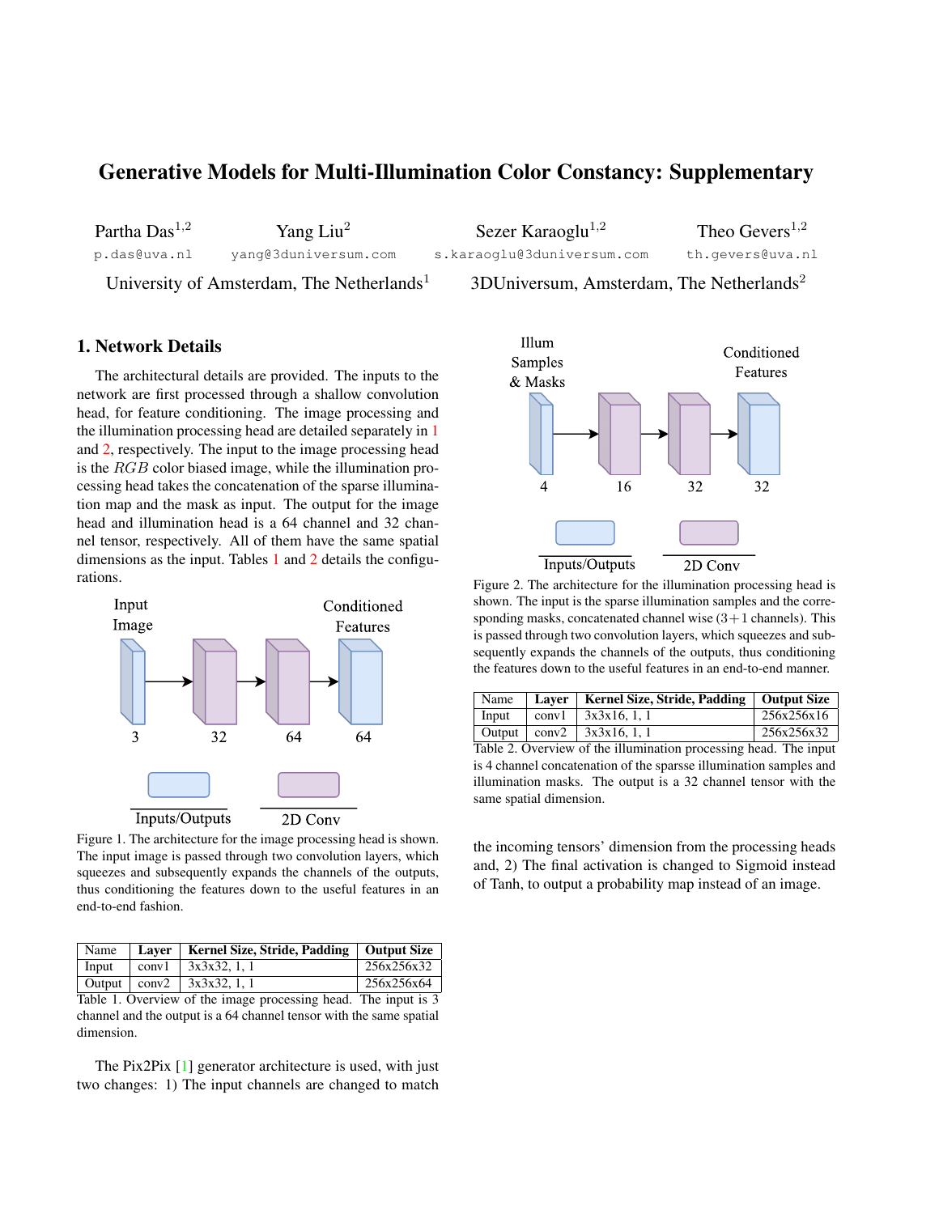# Generative Models for Multi-Illumination Color Constancy: Supplementary

Partha Das[1,2] p.das@uva.nl

Yang Liu[2] yang@3duniversum.com

Sezer Karaoglu[1,2] s.karaoglu@3duniversum.com

Theo Gevers[1,2] th.gevers@uva.nl

University of Amsterdam, The Netherlands[1] 3DUniversum, Amsterdam, The Netherlands[2]

## 1. Network Details

The architectural details are provided. The inputs to the network are first processed through a shallow convolution head, for feature conditioning. The image processing and the illumination processing head are detailed separately in 1 and 2, respectively. The input to the image processing head is the $RGB$ color biased image, while the illumination processing head takes the concatenation of the sparse illumination map and the mask as input. The output for the image head and illumination head is a 64 channel and 32 channel tensor, respectively. All of them have the same spatial dimensions as the input. Tables 1 and 2 details the configurations.

Figure 1. The architecture for the image processing head is shown. The input image is passed through two convolution layers, which squeezes and subsequently expands the channels of the outputs, thus conditioning the features down to the useful features in an end-to-end fashion.

| Name | Layer | Kernel Size, Stride, Padding | Output Size |
|---|---|---|---|
| Input | conv1 | 3x3x32, 1, 1 | 256x256x32 |
| Output | conv2 | 3x3x32, 1, 1 | 256x256x64 |

Table 1. Overview of the image processing head. The input is 3 channel and the output is a 64 channel tensor with the same spatial dimension.

The Pix2Pix [1] generator architecture is used, with just two changes: 1) The input channels are changed to match the incoming tensors' dimension from the processing heads and, 2) The final activation is changed to Sigmoid instead of Tanh, to output a probability map instead of an image.

Figure 2. The architecture for the illumination processing head is shown. The input is the sparse illumination samples and the corresponding masks, concatenated channel wise ($3+1$ channels). This is passed through two convolution layers, which squeezes and subsequently expands the channels of the outputs, thus conditioning the features down to the useful features in an end-to-end manner.

| Name | Layer | Kernel Size, Stride, Padding | Output Size |
|---|---|---|---|
| Input | conv1 | 3x3x16, 1, 1 | 256x256x16 |
| Output | conv2 | 3x3x16, 1, 1 | 256x256x32 |

Table 2. Overview of the illumination processing head. The input is 4 channel concatenation of the sparsse illumination samples and illumination masks. The output is a 32 channel tensor with the same spatial dimension.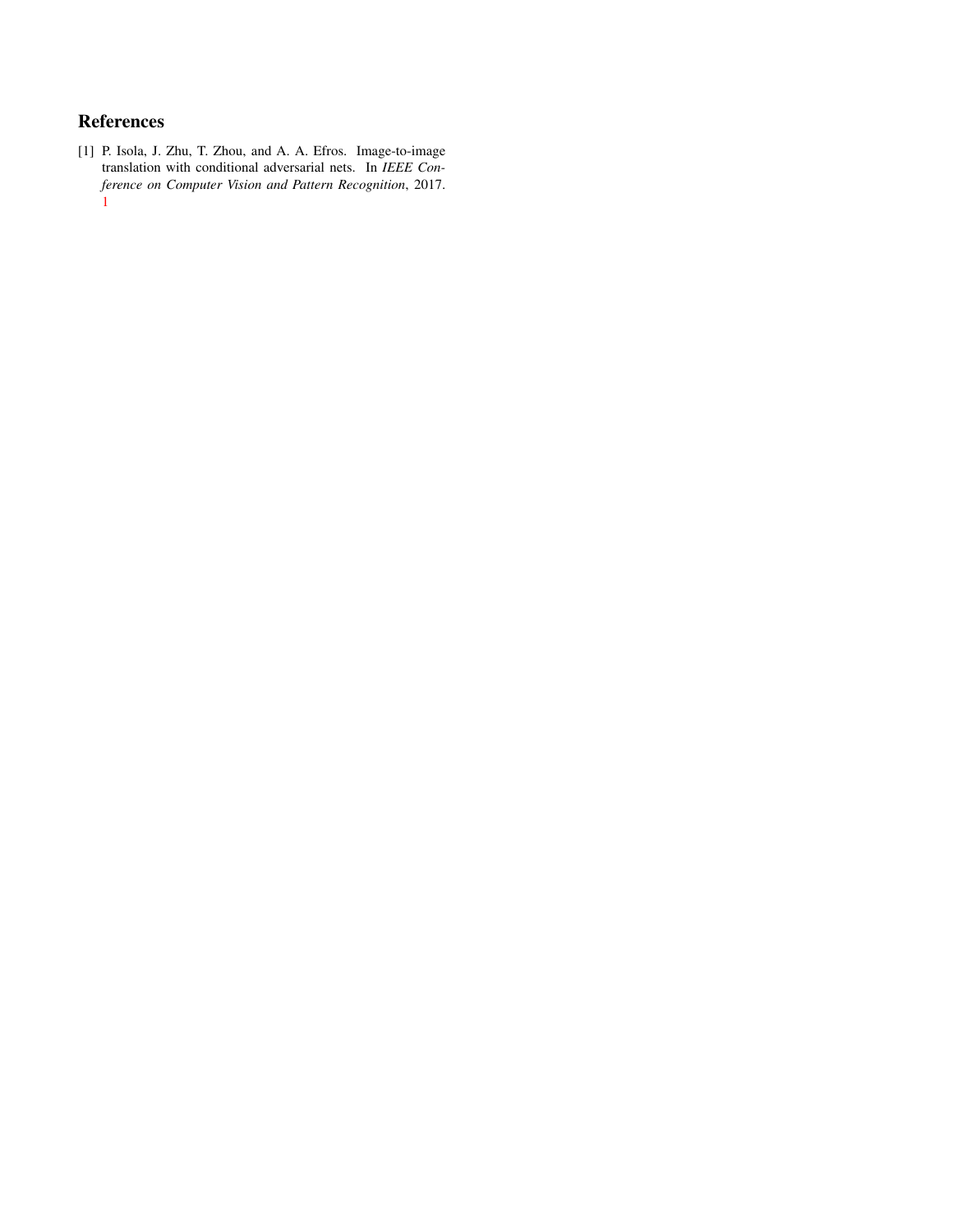## References

[1] P. Isola, J. Zhu, T. Zhou, and A. A. Efros. Image-to-image translation with conditional adversarial nets. In *IEEE Conference on Computer Vision and Pattern Recognition*, 2017. 1